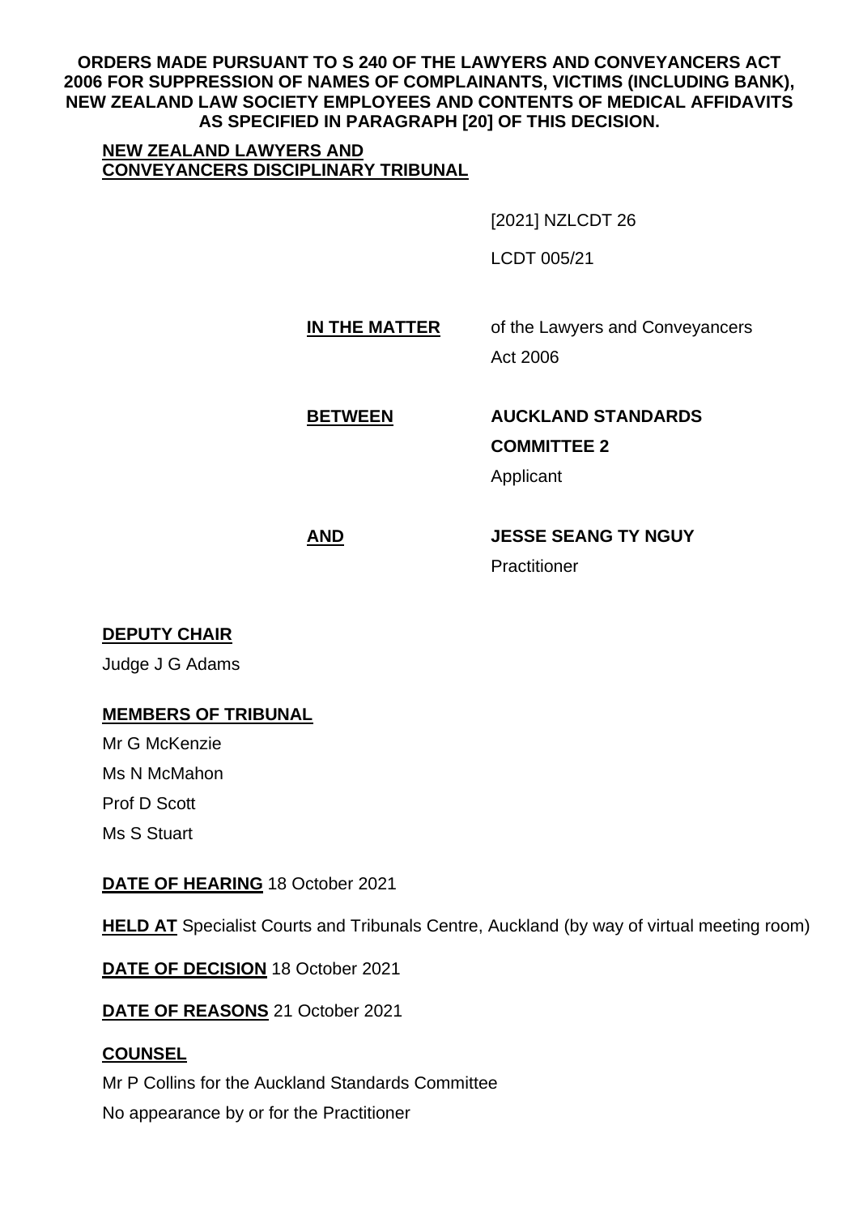**ORDERS MADE PURSUANT TO S 240 OF THE LAWYERS AND CONVEYANCERS ACT 2006 FOR SUPPRESSION OF NAMES OF COMPLAINANTS, VICTIMS (INCLUDING BANK), NEW ZEALAND LAW SOCIETY EMPLOYEES AND CONTENTS OF MEDICAL AFFIDAVITS AS SPECIFIED IN PARAGRAPH [20] OF THIS DECISION.**

**NEW ZEALAND LAWYERS AND CONVEYANCERS DISCIPLINARY TRIBUNAL**

[2021] NZLCDT 26

LCDT 005/21

**IN THE MATTER** of the Lawyers and Conveyancers Act 2006

**BETWEEN** **AUCKLAND STANDARDS COMMITTEE 2**
Applicant

**AND** **JESSE SEANG TY NGUY**
Practitioner

**DEPUTY CHAIR**

Judge J G Adams

**MEMBERS OF TRIBUNAL**

Mr G McKenzie

Ms N McMahon

Prof D Scott

Ms S Stuart

**DATE OF HEARING** 18 October 2021

**HELD AT** Specialist Courts and Tribunals Centre, Auckland (by way of virtual meeting room)

**DATE OF DECISION** 18 October 2021

**DATE OF REASONS** 21 October 2021

**COUNSEL**

Mr P Collins for the Auckland Standards Committee

No appearance by or for the Practitioner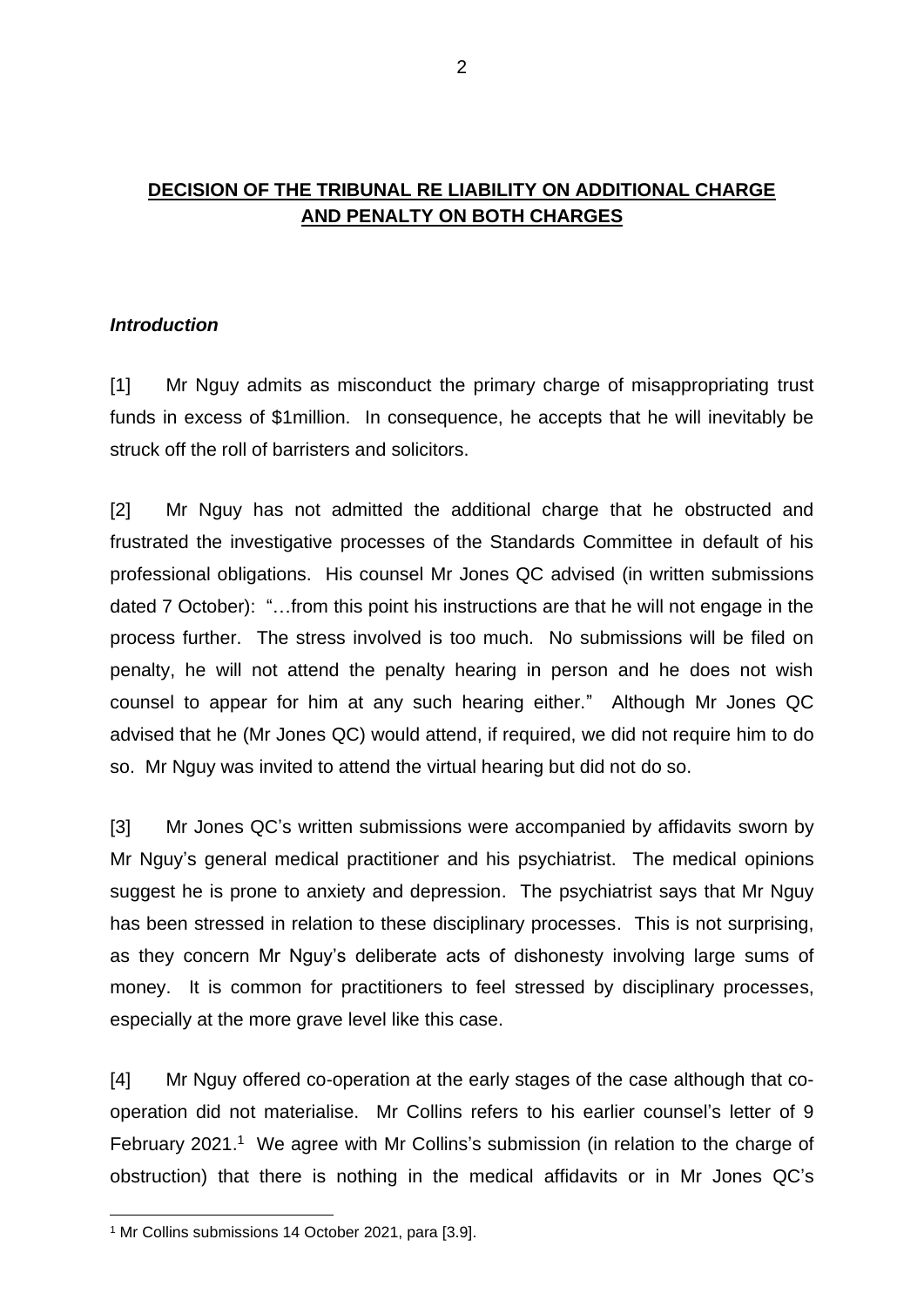## **DECISION OF THE TRIBUNAL RE LIABILITY ON ADDITIONAL CHARGE AND PENALTY ON BOTH CHARGES**

### ***Introduction***

[1] Mr Nguy admits as misconduct the primary charge of misappropriating trust funds in excess of $1million. In consequence, he accepts that he will inevitably be struck off the roll of barristers and solicitors.

[2] Mr Nguy has not admitted the additional charge that he obstructed and frustrated the investigative processes of the Standards Committee in default of his professional obligations. His counsel Mr Jones QC advised (in written submissions dated 7 October): "…from this point his instructions are that he will not engage in the process further. The stress involved is too much. No submissions will be filed on penalty, he will not attend the penalty hearing in person and he does not wish counsel to appear for him at any such hearing either." Although Mr Jones QC advised that he (Mr Jones QC) would attend, if required, we did not require him to do so. Mr Nguy was invited to attend the virtual hearing but did not do so.

[3] Mr Jones QC's written submissions were accompanied by affidavits sworn by Mr Nguy's general medical practitioner and his psychiatrist. The medical opinions suggest he is prone to anxiety and depression. The psychiatrist says that Mr Nguy has been stressed in relation to these disciplinary processes. This is not surprising, as they concern Mr Nguy's deliberate acts of dishonesty involving large sums of money. It is common for practitioners to feel stressed by disciplinary processes, especially at the more grave level like this case.

[4] Mr Nguy offered co-operation at the early stages of the case although that co-operation did not materialise. Mr Collins refers to his earlier counsel's letter of 9 February 2021.[1] We agree with Mr Collins's submission (in relation to the charge of obstruction) that there is nothing in the medical affidavits or in Mr Jones QC's

[1] Mr Collins submissions 14 October 2021, para [3.9].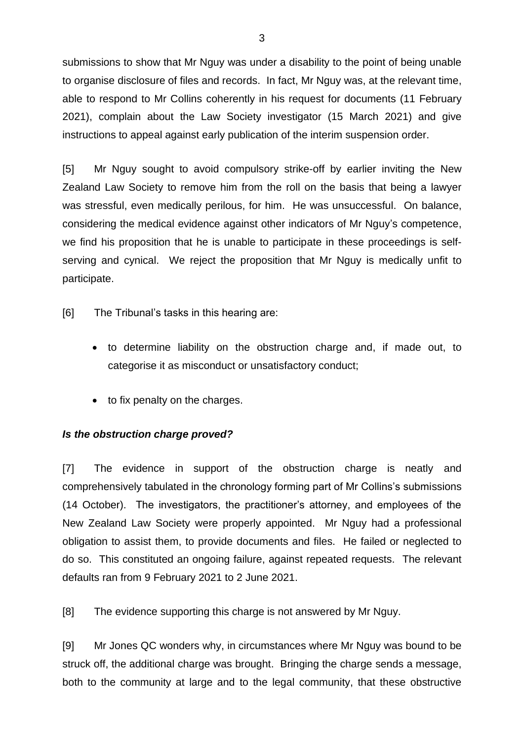submissions to show that Mr Nguy was under a disability to the point of being unable to organise disclosure of files and records. In fact, Mr Nguy was, at the relevant time, able to respond to Mr Collins coherently in his request for documents (11 February 2021), complain about the Law Society investigator (15 March 2021) and give instructions to appeal against early publication of the interim suspension order.

[5] Mr Nguy sought to avoid compulsory strike-off by earlier inviting the New Zealand Law Society to remove him from the roll on the basis that being a lawyer was stressful, even medically perilous, for him. He was unsuccessful. On balance, considering the medical evidence against other indicators of Mr Nguy's competence, we find his proposition that he is unable to participate in these proceedings is self-serving and cynical. We reject the proposition that Mr Nguy is medically unfit to participate.

[6] The Tribunal's tasks in this hearing are:

- to determine liability on the obstruction charge and, if made out, to categorise it as misconduct or unsatisfactory conduct;
- to fix penalty on the charges.

### *Is the obstruction charge proved?*

[7] The evidence in support of the obstruction charge is neatly and comprehensively tabulated in the chronology forming part of Mr Collins's submissions (14 October). The investigators, the practitioner's attorney, and employees of the New Zealand Law Society were properly appointed. Mr Nguy had a professional obligation to assist them, to provide documents and files. He failed or neglected to do so. This constituted an ongoing failure, against repeated requests. The relevant defaults ran from 9 February 2021 to 2 June 2021.

[8] The evidence supporting this charge is not answered by Mr Nguy.

[9] Mr Jones QC wonders why, in circumstances where Mr Nguy was bound to be struck off, the additional charge was brought. Bringing the charge sends a message, both to the community at large and to the legal community, that these obstructive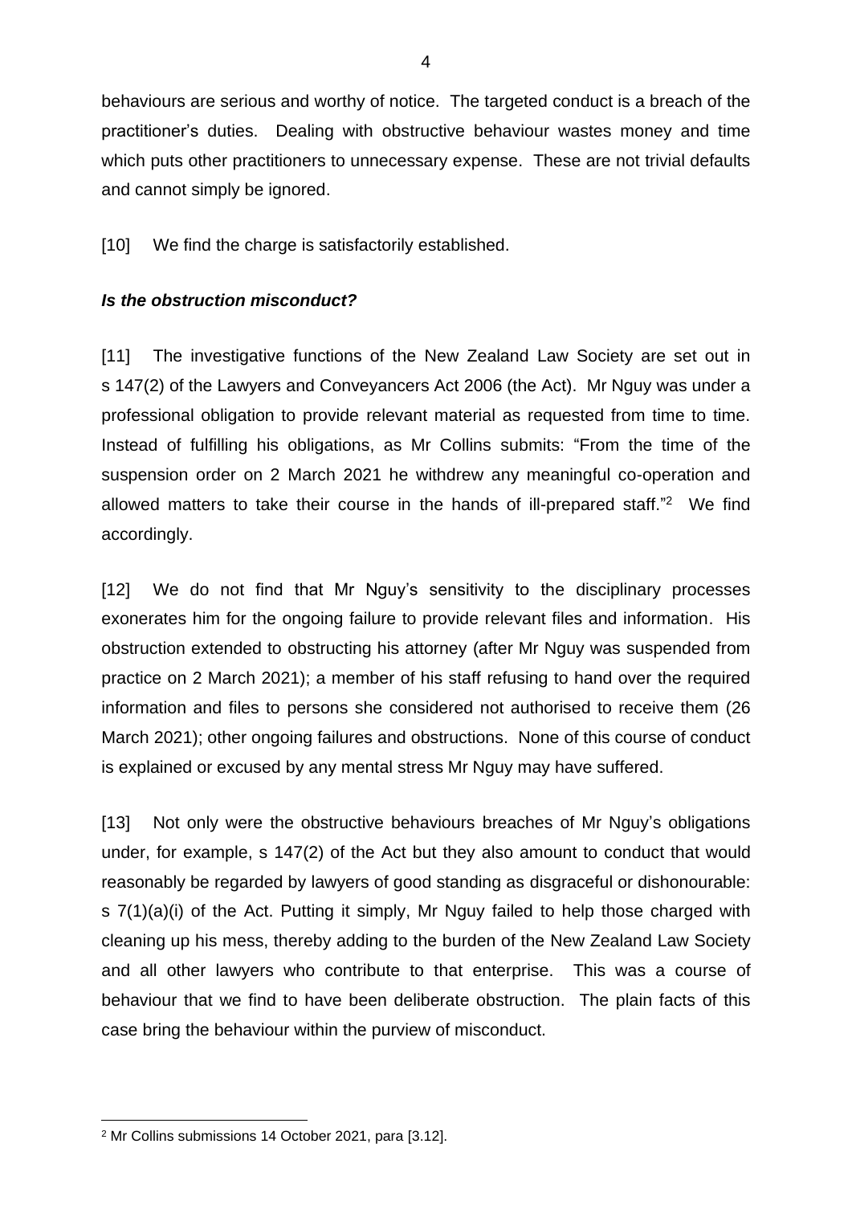behaviours are serious and worthy of notice. The targeted conduct is a breach of the practitioner's duties. Dealing with obstructive behaviour wastes money and time which puts other practitioners to unnecessary expense. These are not trivial defaults and cannot simply be ignored.

[10] We find the charge is satisfactorily established.

***Is the obstruction misconduct?***

[11] The investigative functions of the New Zealand Law Society are set out in s 147(2) of the Lawyers and Conveyancers Act 2006 (the Act). Mr Nguy was under a professional obligation to provide relevant material as requested from time to time. Instead of fulfilling his obligations, as Mr Collins submits: "From the time of the suspension order on 2 March 2021 he withdrew any meaningful co-operation and allowed matters to take their course in the hands of ill-prepared staff."[2] We find accordingly.

[12] We do not find that Mr Nguy's sensitivity to the disciplinary processes exonerates him for the ongoing failure to provide relevant files and information. His obstruction extended to obstructing his attorney (after Mr Nguy was suspended from practice on 2 March 2021); a member of his staff refusing to hand over the required information and files to persons she considered not authorised to receive them (26 March 2021); other ongoing failures and obstructions. None of this course of conduct is explained or excused by any mental stress Mr Nguy may have suffered.

[13] Not only were the obstructive behaviours breaches of Mr Nguy's obligations under, for example, s 147(2) of the Act but they also amount to conduct that would reasonably be regarded by lawyers of good standing as disgraceful or dishonourable: s 7(1)(a)(i) of the Act. Putting it simply, Mr Nguy failed to help those charged with cleaning up his mess, thereby adding to the burden of the New Zealand Law Society and all other lawyers who contribute to that enterprise. This was a course of behaviour that we find to have been deliberate obstruction. The plain facts of this case bring the behaviour within the purview of misconduct.

[2] Mr Collins submissions 14 October 2021, para [3.12].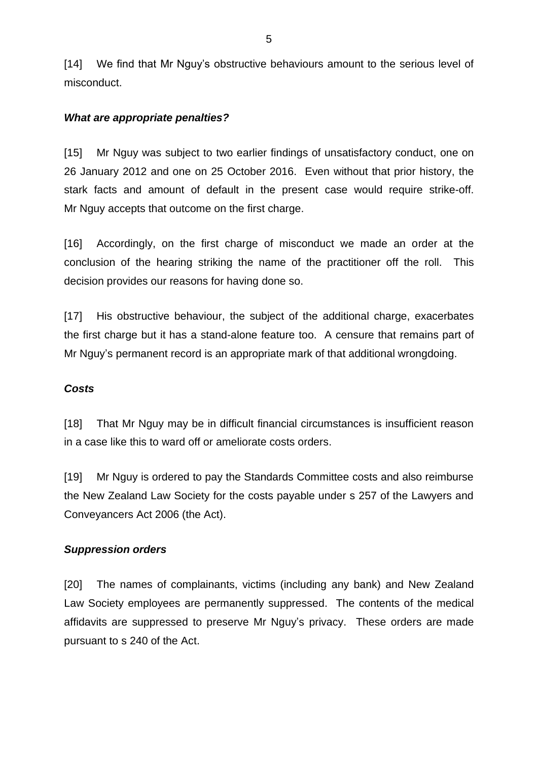[14] We find that Mr Nguy's obstructive behaviours amount to the serious level of misconduct.

### ***What are appropriate penalties?***

[15] Mr Nguy was subject to two earlier findings of unsatisfactory conduct, one on 26 January 2012 and one on 25 October 2016. Even without that prior history, the stark facts and amount of default in the present case would require strike-off. Mr Nguy accepts that outcome on the first charge.

[16] Accordingly, on the first charge of misconduct we made an order at the conclusion of the hearing striking the name of the practitioner off the roll. This decision provides our reasons for having done so.

[17] His obstructive behaviour, the subject of the additional charge, exacerbates the first charge but it has a stand-alone feature too. A censure that remains part of Mr Nguy's permanent record is an appropriate mark of that additional wrongdoing.

### ***Costs***

[18] That Mr Nguy may be in difficult financial circumstances is insufficient reason in a case like this to ward off or ameliorate costs orders.

[19] Mr Nguy is ordered to pay the Standards Committee costs and also reimburse the New Zealand Law Society for the costs payable under s 257 of the Lawyers and Conveyancers Act 2006 (the Act).

### ***Suppression orders***

[20] The names of complainants, victims (including any bank) and New Zealand Law Society employees are permanently suppressed. The contents of the medical affidavits are suppressed to preserve Mr Nguy's privacy. These orders are made pursuant to s 240 of the Act.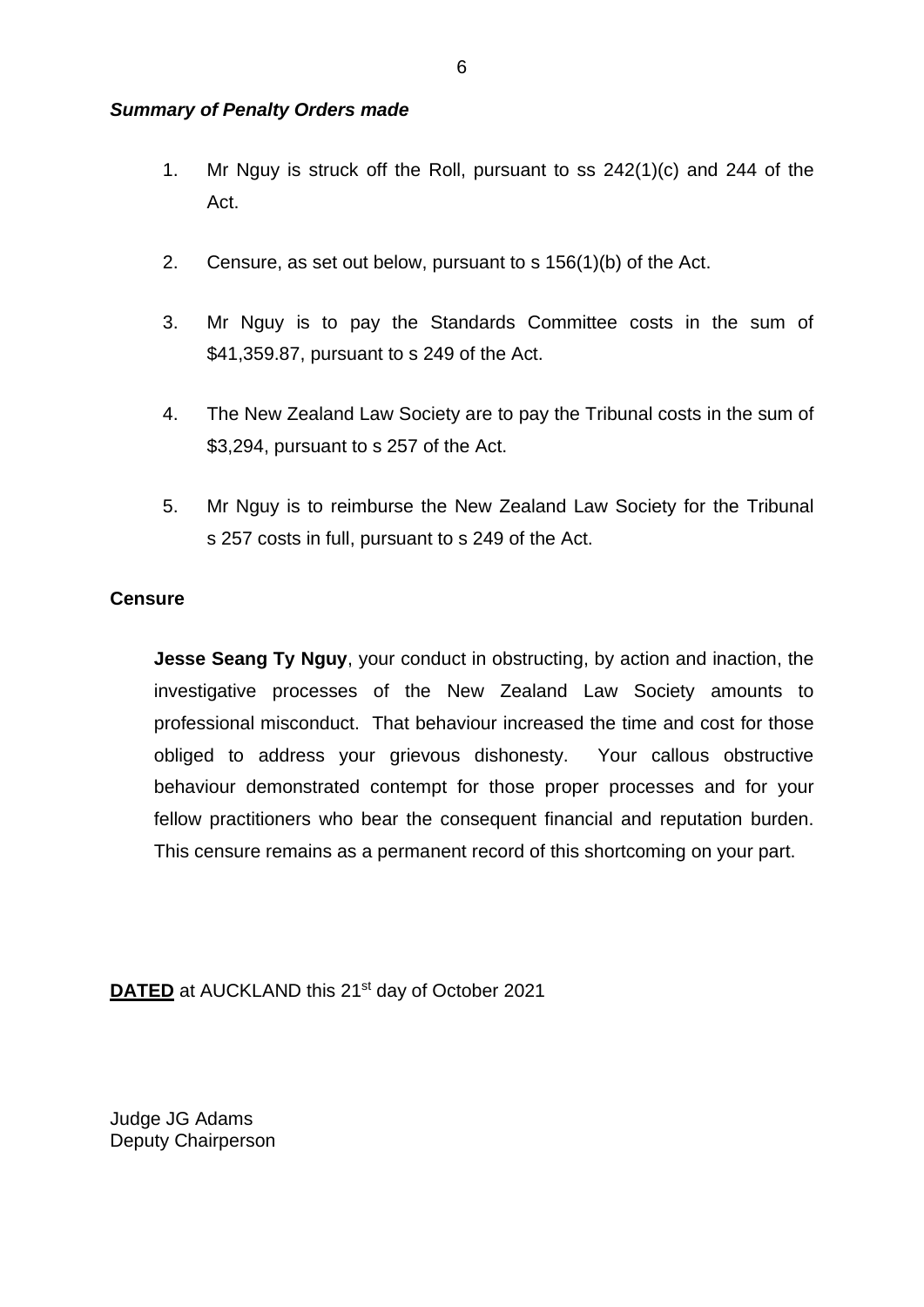***Summary of Penalty Orders made***

1. Mr Nguy is struck off the Roll, pursuant to ss 242(1)(c) and 244 of the Act.

2. Censure, as set out below, pursuant to s 156(1)(b) of the Act.

3. Mr Nguy is to pay the Standards Committee costs in the sum of $41,359.87, pursuant to s 249 of the Act.

4. The New Zealand Law Society are to pay the Tribunal costs in the sum of $3,294, pursuant to s 257 of the Act.

5. Mr Nguy is to reimburse the New Zealand Law Society for the Tribunal s 257 costs in full, pursuant to s 249 of the Act.

**Censure**

**Jesse Seang Ty Nguy**, your conduct in obstructing, by action and inaction, the investigative processes of the New Zealand Law Society amounts to professional misconduct. That behaviour increased the time and cost for those obliged to address your grievous dishonesty. Your callous obstructive behaviour demonstrated contempt for those proper processes and for your fellow practitioners who bear the consequent financial and reputation burden. This censure remains as a permanent record of this shortcoming on your part.

**DATED** at AUCKLAND this 21st day of October 2021

Judge JG Adams
Deputy Chairperson